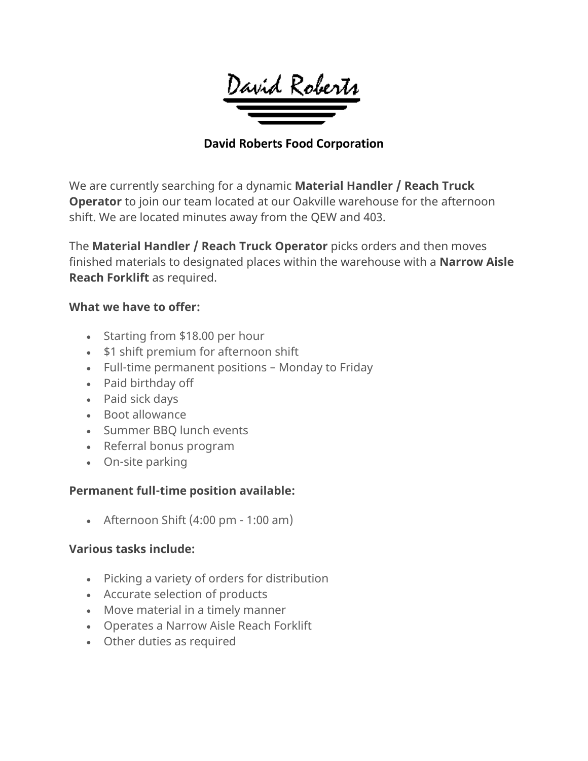David Roberts

## David Roberts Food Corporation

We are currently searching for a dynamic **Material Handler / Reach Truck Operator** to join our team located at our Oakville warehouse for the afternoon shift. We are located minutes away from the QEW and 403.

The **Material Handler / Reach Truck Operator** picks orders and then moves finished materials to designated places within the warehouse with a **Narrow Aisle Reach Forklift** as required.

**What we have to offer:**

- Starting from $18.00 per hour
- $1 shift premium for afternoon shift
- Full-time permanent positions – Monday to Friday
- Paid birthday off
- Paid sick days
- Boot allowance
- Summer BBQ lunch events
- Referral bonus program
- On-site parking

**Permanent full-time position available:**

- Afternoon Shift (4:00 pm - 1:00 am)

**Various tasks include:**

- Picking a variety of orders for distribution
- Accurate selection of products
- Move material in a timely manner
- Operates a Narrow Aisle Reach Forklift
- Other duties as required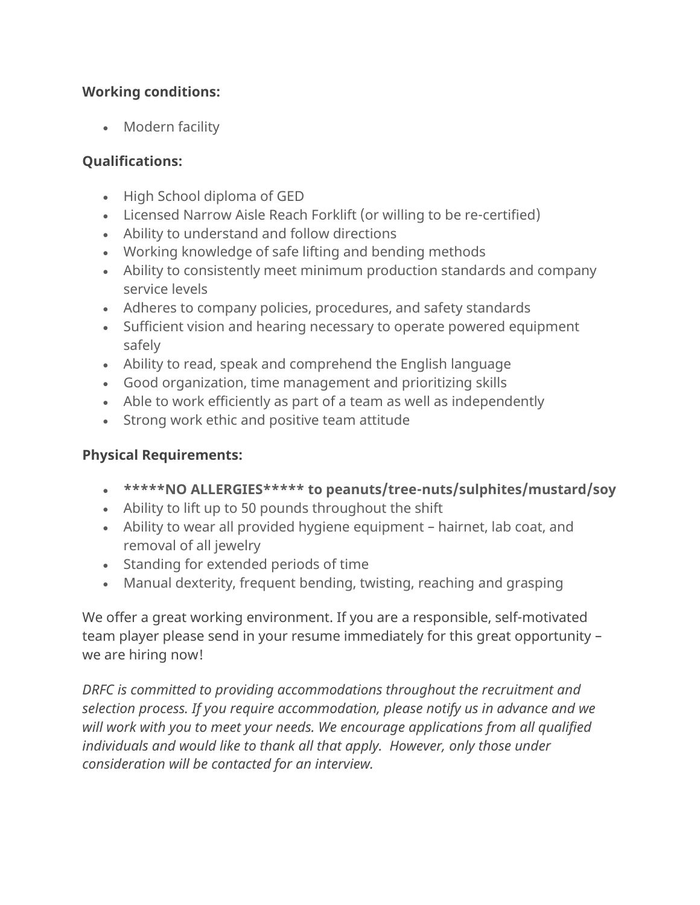**Working conditions:**

- Modern facility

**Qualifications:**

- High School diploma of GED
- Licensed Narrow Aisle Reach Forklift (or willing to be re-certified)
- Ability to understand and follow directions
- Working knowledge of safe lifting and bending methods
- Ability to consistently meet minimum production standards and company service levels
- Adheres to company policies, procedures, and safety standards
- Sufficient vision and hearing necessary to operate powered equipment safely
- Ability to read, speak and comprehend the English language
- Good organization, time management and prioritizing skills
- Able to work efficiently as part of a team as well as independently
- Strong work ethic and positive team attitude

**Physical Requirements:**

- **\*\*\*\*\*NO ALLERGIES\*\*\*\*\* to peanuts/tree-nuts/sulphites/mustard/soy**
- Ability to lift up to 50 pounds throughout the shift
- Ability to wear all provided hygiene equipment – hairnet, lab coat, and removal of all jewelry
- Standing for extended periods of time
- Manual dexterity, frequent bending, twisting, reaching and grasping

We offer a great working environment. If you are a responsible, self-motivated team player please send in your resume immediately for this great opportunity – we are hiring now!

*DRFC is committed to providing accommodations throughout the recruitment and selection process. If you require accommodation, please notify us in advance and we will work with you to meet your needs. We encourage applications from all qualified individuals and would like to thank all that apply. However, only those under consideration will be contacted for an interview.*